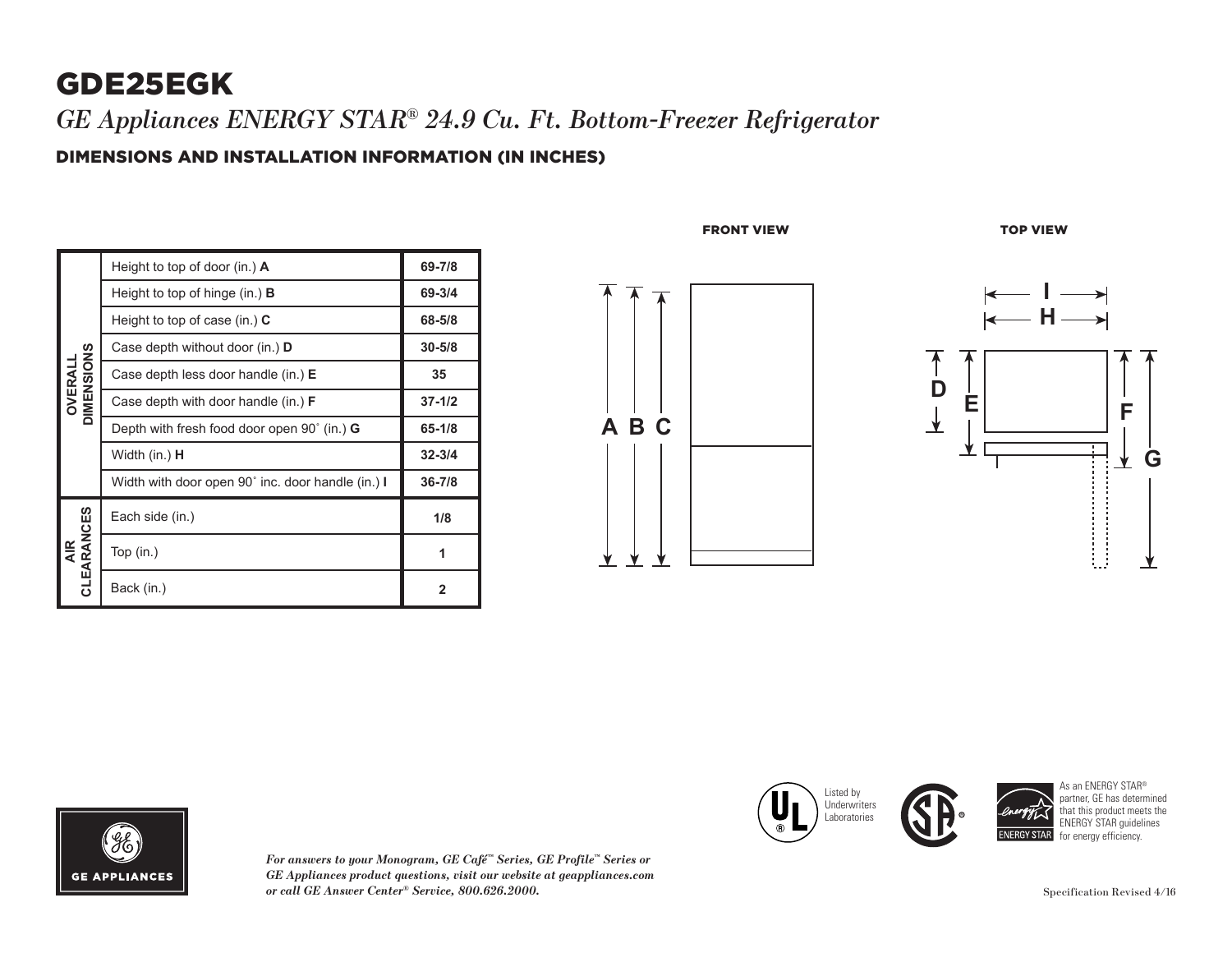# GDE25EGK

*GE Appliances ENERGY STAR® 24.9 Cu. Ft. Bottom-Freezer Refrigerator*

## DIMENSIONS AND INSTALLATION INFORMATION (IN INCHES)

| | | |
|---|---|---|
| OVERALL DIMENSIONS | Height to top of door (in.) **A** | **69-7/8** |
| | Height to top of hinge (in.) **B** | **69-3/4** |
| | Height to top of case (in.) **C** | **68-5/8** |
| | Case depth without door (in.) **D** | **30-5/8** |
| | Case depth less door handle (in.) **E** | **35** |
| | Case depth with door handle (in.) **F** | **37-1/2** |
| | Depth with fresh food door open 90˚ (in.) **G** | **65-1/8** |
| | Width (in.) **H** | **32-3/4** |
| | Width with door open 90˚ inc. door handle (in.) **I** | **36-7/8** |
| AIR CLEARANCES | Each side (in.) | **1/8** |
| | Top (in.) | **1** |
| | Back (in.) | **2** |

FRONT VIEW

TOP VIEW

Listed by Underwriters Laboratories

As an ENERGY STAR® partner, GE has determined that this product meets the ENERGY STAR guidelines for energy efficiency.

GE APPLIANCES

*For answers to your Monogram, GE Café™ Series, GE Profile™ Series or GE Appliances product questions, visit our website at geappliances.com or call GE Answer Center® Service, 800.626.2000.*

Specification Revised 4/16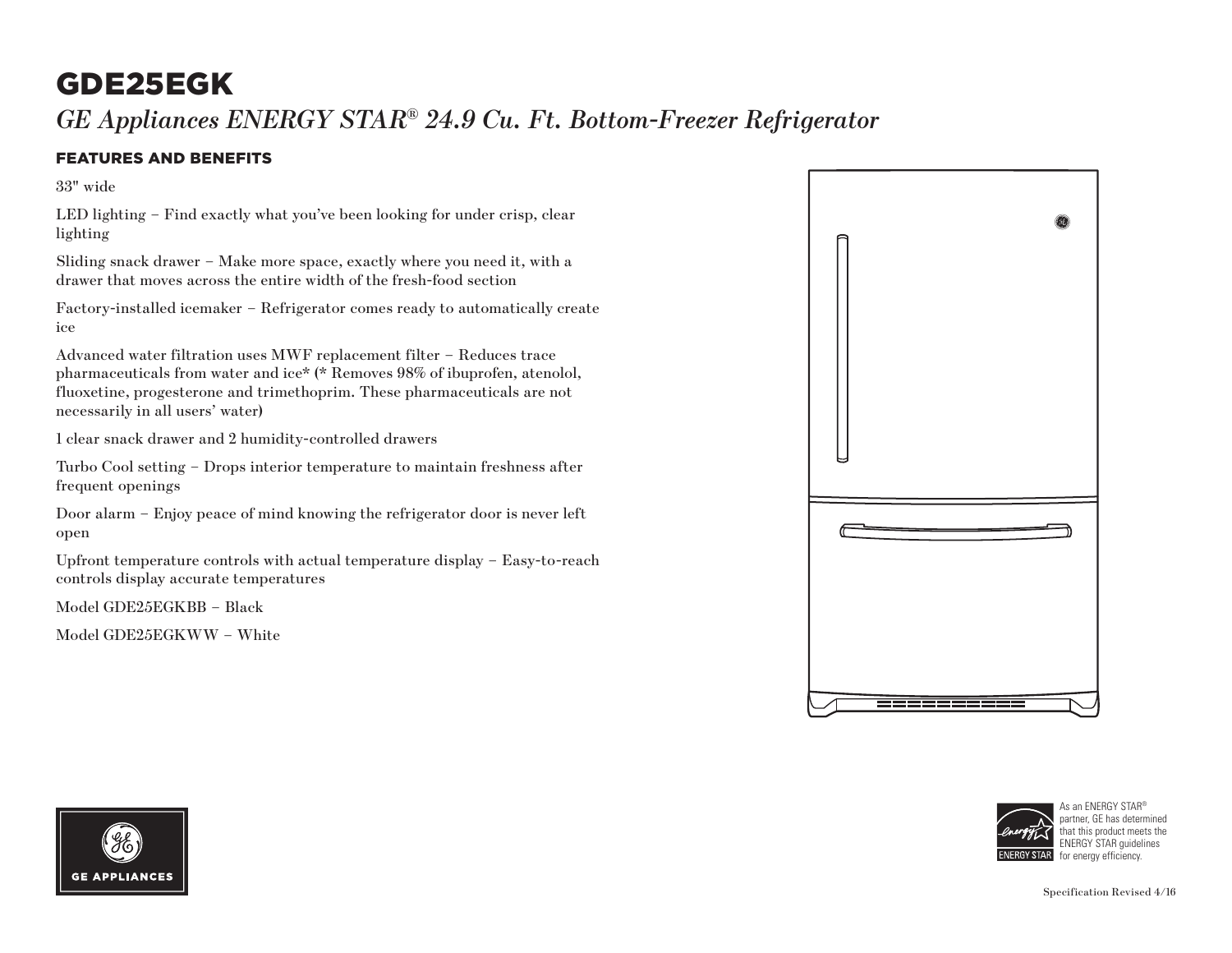# GDE25EGK

*GE Appliances ENERGY STAR® 24.9 Cu. Ft. Bottom-Freezer Refrigerator*

## FEATURES AND BENEFITS

33" wide

LED lighting – Find exactly what you've been looking for under crisp, clear lighting

Sliding snack drawer – Make more space, exactly where you need it, with a drawer that moves across the entire width of the fresh-food section

Factory-installed icemaker – Refrigerator comes ready to automatically create ice

Advanced water filtration uses MWF replacement filter – Reduces trace pharmaceuticals from water and ice* (* Removes 98% of ibuprofen, atenolol, fluoxetine, progesterone and trimethoprim. These pharmaceuticals are not necessarily in all users' water)

1 clear snack drawer and 2 humidity-controlled drawers

Turbo Cool setting – Drops interior temperature to maintain freshness after frequent openings

Door alarm – Enjoy peace of mind knowing the refrigerator door is never left open

Upfront temperature controls with actual temperature display – Easy-to-reach controls display accurate temperatures

Model GDE25EGKBB – Black

Model GDE25EGKWW – White

GE APPLIANCES

As an ENERGY STAR® partner, GE has determined that this product meets the ENERGY STAR guidelines for energy efficiency.

Specification Revised 4/16